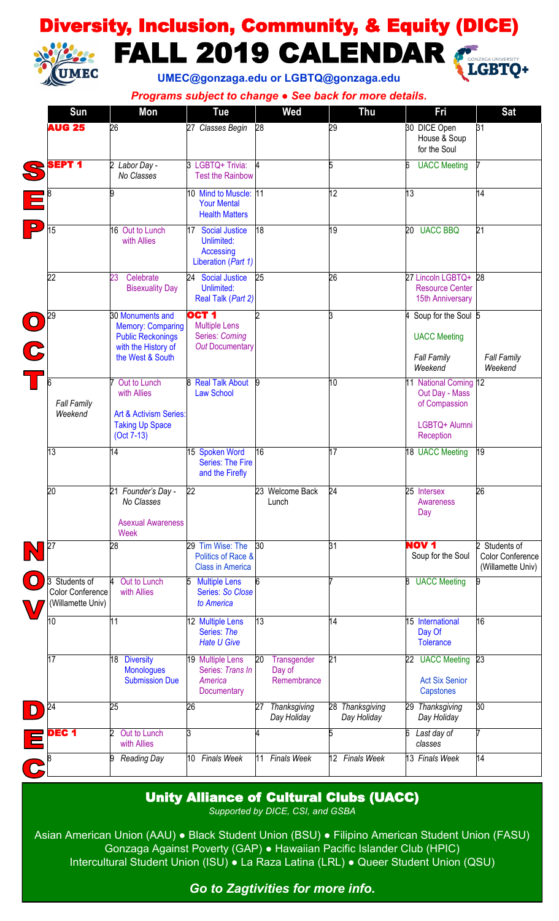# Diversity, Inclusion, Community, & Equity (DICE)

# FALL 2019 CALENDAR

**UMEC@gonzaga.edu or LGBTQ@gonzaga.edu**

*Programs subject to change ● See back for more details.*

| | Sun | Mon | Tue | Wed | Thu | Fri | Sat |
|---|---|---|---|---|---|---|---|
| | **AUG 25** | 26 | 27 *Classes Begin* | 28 | 29 | 30 DICE Open House & Soup for the Soul | 31 |
| S | **SEPT 1** | 2 *Labor Day - No Classes* | 3 LGBTQ+ Trivia: Test the Rainbow | 4 | 5 | 6 UACC Meeting | 7 |
| E | 8 | 9 | 10 Mind to Muscle: Your Mental Health Matters | 11 | 12 | 13 | 14 |
| P | 15 | 16 Out to Lunch with Allies | 17 Social Justice Unlimited: Accessing Liberation (*Part 1*) | 18 | 19 | 20 UACC BBQ | 21 |
| | 22 | 23 Celebrate Bisexuality Day | 24 Social Justice Unlimited: Real Talk (*Part 2*) | 25 | 26 | 27 Lincoln LGBTQ+ Resource Center 15th Anniversary | 28 |
| O | 29 | 30 Monuments and Memory: Comparing Public Reckonings with the History of the West & South | **OCT 1** Multiple Lens Series: *Coming Out Documentary* | 2 | 3 | 4 Soup for the Soul; UACC Meeting; *Fall Family Weekend* | 5 *Fall Family Weekend* |
| C T | 6 *Fall Family Weekend* | 7 Out to Lunch with Allies; Art & Activism Series: Taking Up Space (Oct 7-13) | 8 Real Talk About Law School | 9 | 10 | 11 National Coming Out Day - Mass of Compassion; LGBTQ+ Alumni Reception | 12 |
| | 13 | 14 | 15 Spoken Word Series: The Fire and the Firefly | 16 | 17 | 18 UACC Meeting | 19 |
| | 20 | 21 *Founder's Day - No Classes*; Asexual Awareness Week | 22 | 23 Welcome Back Lunch | 24 | 25 Intersex Awareness Day | 26 |
| N | 27 | 28 | 29 Tim Wise: The Politics of Race & Class in America | 30 | 31 | **NOV 1** Soup for the Soul | 2 Students of Color Conference (Willamette Univ) |
| O | 3 Students of Color Conference (Willamette Univ) | 4 Out to Lunch with Allies | 5 Multiple Lens Series: *So Close to America* | 6 | 7 | 8 UACC Meeting | 9 |
| V | 10 | 11 | 12 Multiple Lens Series: *The Hate U Give* | 13 | 14 | 15 International Day Of Tolerance | 16 |
| | 17 | 18 Diversity Monologues Submission Due | 19 Multiple Lens Series: *Trans In America Documentary* | 20 Transgender Day of Remembrance | 21 | 22 UACC Meeting; Act Six Senior Capstones | 23 |
| D | 24 | 25 | 26 | 27 *Thanksgiving Day Holiday* | 28 *Thanksgiving Day Holiday* | 29 *Thanksgiving Day Holiday* | 30 |
| E | **DEC 1** | 2 Out to Lunch with Allies | 3 | 4 | 5 | 6 *Last day of classes* | 7 |
| C | 8 | 9 *Reading Day* | 10 *Finals Week* | 11 *Finals Week* | 12 *Finals Week* | 13 *Finals Week* | 14 |

## Unity Alliance of Cultural Clubs (UACC)

*Supported by DICE, CSI, and GSBA*

Asian American Union (AAU) ● Black Student Union (BSU) ● Filipino American Student Union (FASU) Gonzaga Against Poverty (GAP) ● Hawaiian Pacific Islander Club (HPIC) Intercultural Student Union (ISU) ● La Raza Latina (LRL) ● Queer Student Union (QSU)

***Go to Zagtivities for more info.***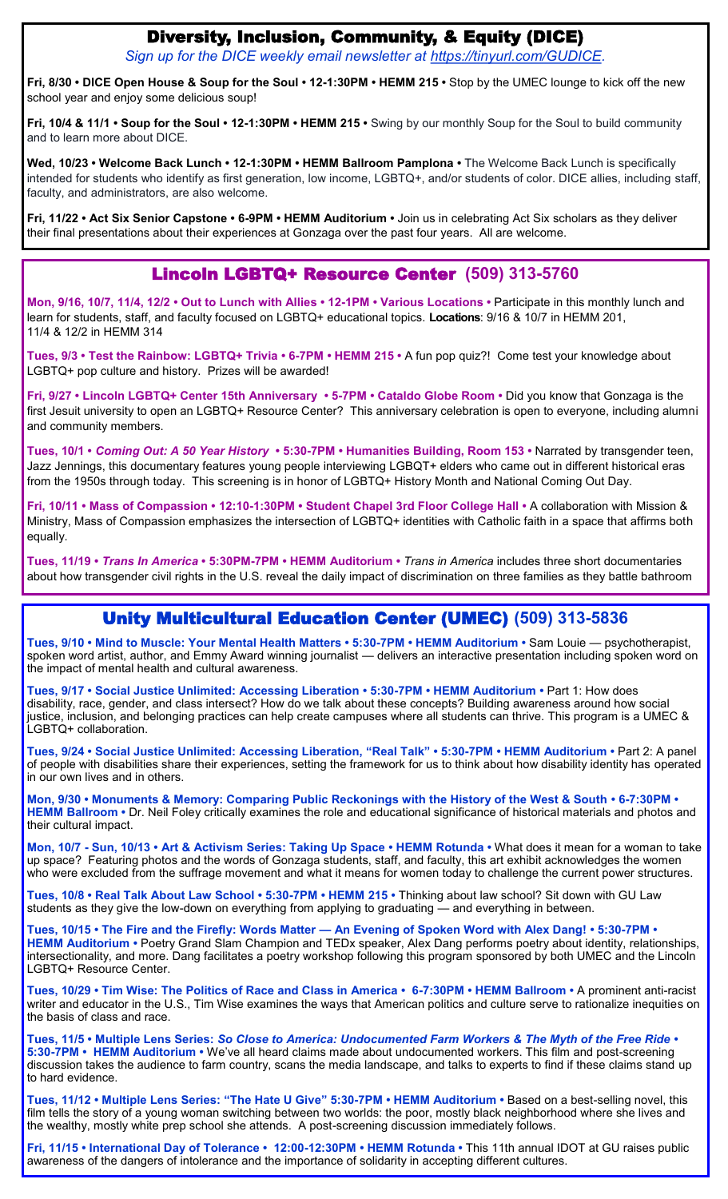## Diversity, Inclusion, Community, & Equity (DICE)

*Sign up for the DICE weekly email newsletter at https://tinyurl.com/GUDICE.*

**Fri, 8/30 • DICE Open House & Soup for the Soul • 12-1:30PM • HEMM 215 •** Stop by the UMEC lounge to kick off the new school year and enjoy some delicious soup!

**Fri, 10/4 & 11/1 • Soup for the Soul • 12-1:30PM • HEMM 215 •** Swing by our monthly Soup for the Soul to build community and to learn more about DICE.

**Wed, 10/23 • Welcome Back Lunch • 12-1:30PM • HEMM Ballroom Pamplona •** The Welcome Back Lunch is specifically intended for students who identify as first generation, low income, LGBTQ+, and/or students of color. DICE allies, including staff, faculty, and administrators, are also welcome.

**Fri, 11/22 • Act Six Senior Capstone • 6-9PM • HEMM Auditorium •** Join us in celebrating Act Six scholars as they deliver their final presentations about their experiences at Gonzaga over the past four years. All are welcome.

## Lincoln LGBTQ+ Resource Center (509) 313-5760

**Mon, 9/16, 10/7, 11/4, 12/2 • Out to Lunch with Allies • 12-1PM • Various Locations •** Participate in this monthly lunch and learn for students, staff, and faculty focused on LGBTQ+ educational topics. **Locations**: 9/16 & 10/7 in HEMM 201, 11/4 & 12/2 in HEMM 314

**Tues, 9/3 • Test the Rainbow: LGBTQ+ Trivia • 6-7PM • HEMM 215 •** A fun pop quiz?! Come test your knowledge about LGBTQ+ pop culture and history. Prizes will be awarded!

**Fri, 9/27 • Lincoln LGBTQ+ Center 15th Anniversary • 5-7PM • Cataldo Globe Room •** Did you know that Gonzaga is the first Jesuit university to open an LGBTQ+ Resource Center? This anniversary celebration is open to everyone, including alumni and community members.

**Tues, 10/1 • *Coming Out: A 50 Year History* • 5:30-7PM • Humanities Building, Room 153 •** Narrated by transgender teen, Jazz Jennings, this documentary features young people interviewing LGBQT+ elders who came out in different historical eras from the 1950s through today. This screening is in honor of LGBTQ+ History Month and National Coming Out Day.

**Fri, 10/11 • Mass of Compassion • 12:10-1:30PM • Student Chapel 3rd Floor College Hall •** A collaboration with Mission & Ministry, Mass of Compassion emphasizes the intersection of LGBTQ+ identities with Catholic faith in a space that affirms both equally.

**Tues, 11/19 • *Trans In America* • 5:30PM-7PM • HEMM Auditorium •** *Trans in America* includes three short documentaries about how transgender civil rights in the U.S. reveal the daily impact of discrimination on three families as they battle bathroom

## Unity Multicultural Education Center (UMEC) (509) 313-5836

**Tues, 9/10 • Mind to Muscle: Your Mental Health Matters • 5:30-7PM • HEMM Auditorium •** Sam Louie — psychotherapist, spoken word artist, author, and Emmy Award winning journalist — delivers an interactive presentation including spoken word on the impact of mental health and cultural awareness.

**Tues, 9/17 • Social Justice Unlimited: Accessing Liberation • 5:30-7PM • HEMM Auditorium •** Part 1: How does disability, race, gender, and class intersect? How do we talk about these concepts? Building awareness around how social justice, inclusion, and belonging practices can help create campuses where all students can thrive. This program is a UMEC & LGBTQ+ collaboration.

**Tues, 9/24 • Social Justice Unlimited: Accessing Liberation, "Real Talk" • 5:30-7PM • HEMM Auditorium •** Part 2: A panel of people with disabilities share their experiences, setting the framework for us to think about how disability identity has operated in our own lives and in others.

**Mon, 9/30 • Monuments & Memory: Comparing Public Reckonings with the History of the West & South • 6-7:30PM • HEMM Ballroom •** Dr. Neil Foley critically examines the role and educational significance of historical materials and photos and their cultural impact.

**Mon, 10/7 - Sun, 10/13 • Art & Activism Series: Taking Up Space • HEMM Rotunda •** What does it mean for a woman to take up space? Featuring photos and the words of Gonzaga students, staff, and faculty, this art exhibit acknowledges the women who were excluded from the suffrage movement and what it means for women today to challenge the current power structures.

**Tues, 10/8 • Real Talk About Law School • 5:30-7PM • HEMM 215 •** Thinking about law school? Sit down with GU Law students as they give the low-down on everything from applying to graduating — and everything in between.

**Tues, 10/15 • The Fire and the Firefly: Words Matter — An Evening of Spoken Word with Alex Dang! • 5:30-7PM • HEMM Auditorium •** Poetry Grand Slam Champion and TEDx speaker, Alex Dang performs poetry about identity, relationships, intersectionality, and more. Dang facilitates a poetry workshop following this program sponsored by both UMEC and the Lincoln LGBTQ+ Resource Center.

**Tues, 10/29 • Tim Wise: The Politics of Race and Class in America • 6-7:30PM • HEMM Ballroom •** A prominent anti-racist writer and educator in the U.S., Tim Wise examines the ways that American politics and culture serve to rationalize inequities on the basis of class and race.

**Tues, 11/5 • Multiple Lens Series: *So Close to America: Undocumented Farm Workers & The Myth of the Free Ride* • 5:30-7PM • HEMM Auditorium •** We've all heard claims made about undocumented workers. This film and post-screening discussion takes the audience to farm country, scans the media landscape, and talks to experts to find if these claims stand up to hard evidence.

**Tues, 11/12 • Multiple Lens Series: "The Hate U Give" 5:30-7PM • HEMM Auditorium •** Based on a best-selling novel, this film tells the story of a young woman switching between two worlds: the poor, mostly black neighborhood where she lives and the wealthy, mostly white prep school she attends. A post-screening discussion immediately follows.

**Fri, 11/15 • International Day of Tolerance • 12:00-12:30PM • HEMM Rotunda •** This 11th annual IDOT at GU raises public awareness of the dangers of intolerance and the importance of solidarity in accepting different cultures.